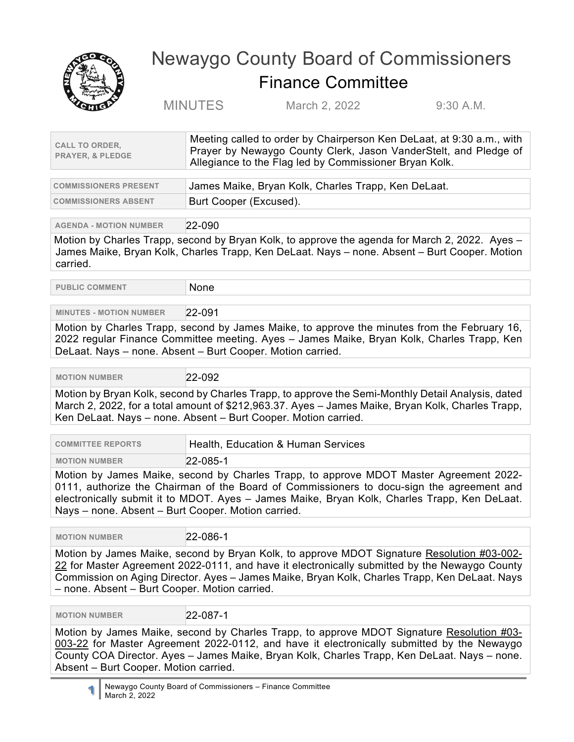# Newaygo County Board of Commissioners

## Finance Committee

MINUTES March 2, 2022 9:30 A.M.

| CALL TO ORDER, PRAYER, & PLEDGE | Meeting called to order by Chairperson Ken DeLaat, at 9:30 a.m., with Prayer by Newaygo County Clerk, Jason VanderStelt, and Pledge of Allegiance to the Flag led by Commissioner Bryan Kolk. |
|---|---|

| COMMISSIONERS PRESENT | James Maike, Bryan Kolk, Charles Trapp, Ken DeLaat. |
|---|---|
| COMMISSIONERS ABSENT | Burt Cooper (Excused). |

**AGENDA - MOTION NUMBER** 22-090

Motion by Charles Trapp, second by Bryan Kolk, to approve the agenda for March 2, 2022. Ayes – James Maike, Bryan Kolk, Charles Trapp, Ken DeLaat. Nays – none. Absent – Burt Cooper. Motion carried.

**PUBLIC COMMENT** None

**MINUTES - MOTION NUMBER** 22-091

Motion by Charles Trapp, second by James Maike, to approve the minutes from the February 16, 2022 regular Finance Committee meeting. Ayes – James Maike, Bryan Kolk, Charles Trapp, Ken DeLaat. Nays – none. Absent – Burt Cooper. Motion carried.

**MOTION NUMBER** 22-092

Motion by Bryan Kolk, second by Charles Trapp, to approve the Semi-Monthly Detail Analysis, dated March 2, 2022, for a total amount of $212,963.37. Ayes – James Maike, Bryan Kolk, Charles Trapp, Ken DeLaat. Nays – none. Absent – Burt Cooper. Motion carried.

**COMMITTEE REPORTS** Health, Education & Human Services

**MOTION NUMBER** 22-085-1

Motion by James Maike, second by Charles Trapp, to approve MDOT Master Agreement 2022-0111, authorize the Chairman of the Board of Commissioners to docu-sign the agreement and electronically submit it to MDOT. Ayes – James Maike, Bryan Kolk, Charles Trapp, Ken DeLaat. Nays – none. Absent – Burt Cooper. Motion carried.

**MOTION NUMBER** 22-086-1

Motion by James Maike, second by Bryan Kolk, to approve MDOT Signature Resolution #03-002-22 for Master Agreement 2022-0111, and have it electronically submitted by the Newaygo County Commission on Aging Director. Ayes – James Maike, Bryan Kolk, Charles Trapp, Ken DeLaat. Nays – none. Absent – Burt Cooper. Motion carried.

**MOTION NUMBER** 22-087-1

Motion by James Maike, second by Charles Trapp, to approve MDOT Signature Resolution #03-003-22 for Master Agreement 2022-0112, and have it electronically submitted by the Newaygo County COA Director. Ayes – James Maike, Bryan Kolk, Charles Trapp, Ken DeLaat. Nays – none. Absent – Burt Cooper. Motion carried.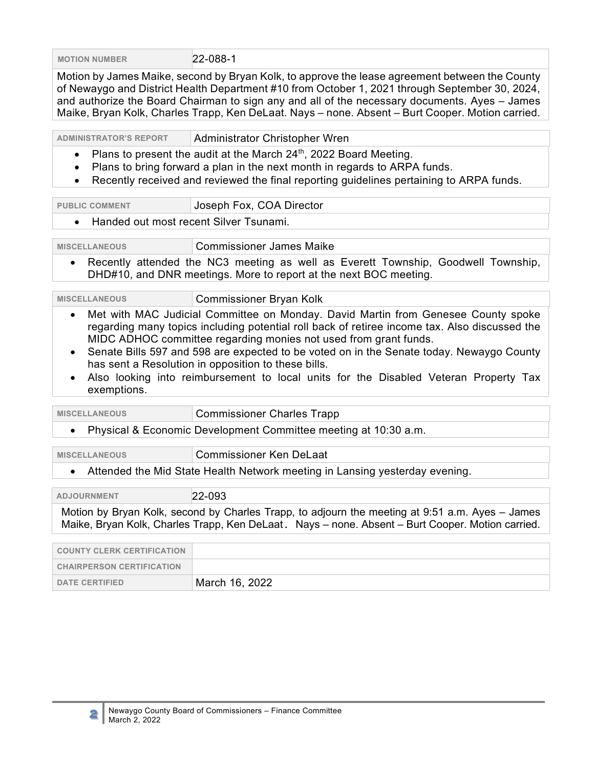| | |
|---|---|
| MOTION NUMBER | 22-088-1 |

Motion by James Maike, second by Bryan Kolk, to approve the lease agreement between the County of Newaygo and District Health Department #10 from October 1, 2021 through September 30, 2024, and authorize the Board Chairman to sign any and all of the necessary documents. Ayes – James Maike, Bryan Kolk, Charles Trapp, Ken DeLaat. Nays – none. Absent – Burt Cooper. Motion carried.

| | |
|---|---|
| ADMINISTRATOR'S REPORT | Administrator Christopher Wren |

- Plans to present the audit at the March 24th, 2022 Board Meeting.
- Plans to bring forward a plan in the next month in regards to ARPA funds.
- Recently received and reviewed the final reporting guidelines pertaining to ARPA funds.

| | |
|---|---|
| PUBLIC COMMENT | Joseph Fox, COA Director |

- Handed out most recent Silver Tsunami.

| | |
|---|---|
| MISCELLANEOUS | Commissioner James Maike |

- Recently attended the NC3 meeting as well as Everett Township, Goodwell Township, DHD#10, and DNR meetings. More to report at the next BOC meeting.

| | |
|---|---|
| MISCELLANEOUS | Commissioner Bryan Kolk |

- Met with MAC Judicial Committee on Monday. David Martin from Genesee County spoke regarding many topics including potential roll back of retiree income tax. Also discussed the MIDC ADHOC committee regarding monies not used from grant funds.
- Senate Bills 597 and 598 are expected to be voted on in the Senate today. Newaygo County has sent a Resolution in opposition to these bills.
- Also looking into reimbursement to local units for the Disabled Veteran Property Tax exemptions.

| | |
|---|---|
| MISCELLANEOUS | Commissioner Charles Trapp |

- Physical & Economic Development Committee meeting at 10:30 a.m.

| | |
|---|---|
| MISCELLANEOUS | Commissioner Ken DeLaat |

- Attended the Mid State Health Network meeting in Lansing yesterday evening.

| | |
|---|---|
| ADJOURNMENT | 22-093 |

Motion by Bryan Kolk, second by Charles Trapp, to adjourn the meeting at 9:51 a.m. Ayes – James Maike, Bryan Kolk, Charles Trapp, Ken DeLaat. Nays – none. Absent – Burt Cooper. Motion carried.

| | |
|---|---|
| COUNTY CLERK CERTIFICATION | |
| CHAIRPERSON CERTIFICATION | |
| DATE CERTIFIED | March 16, 2022 |